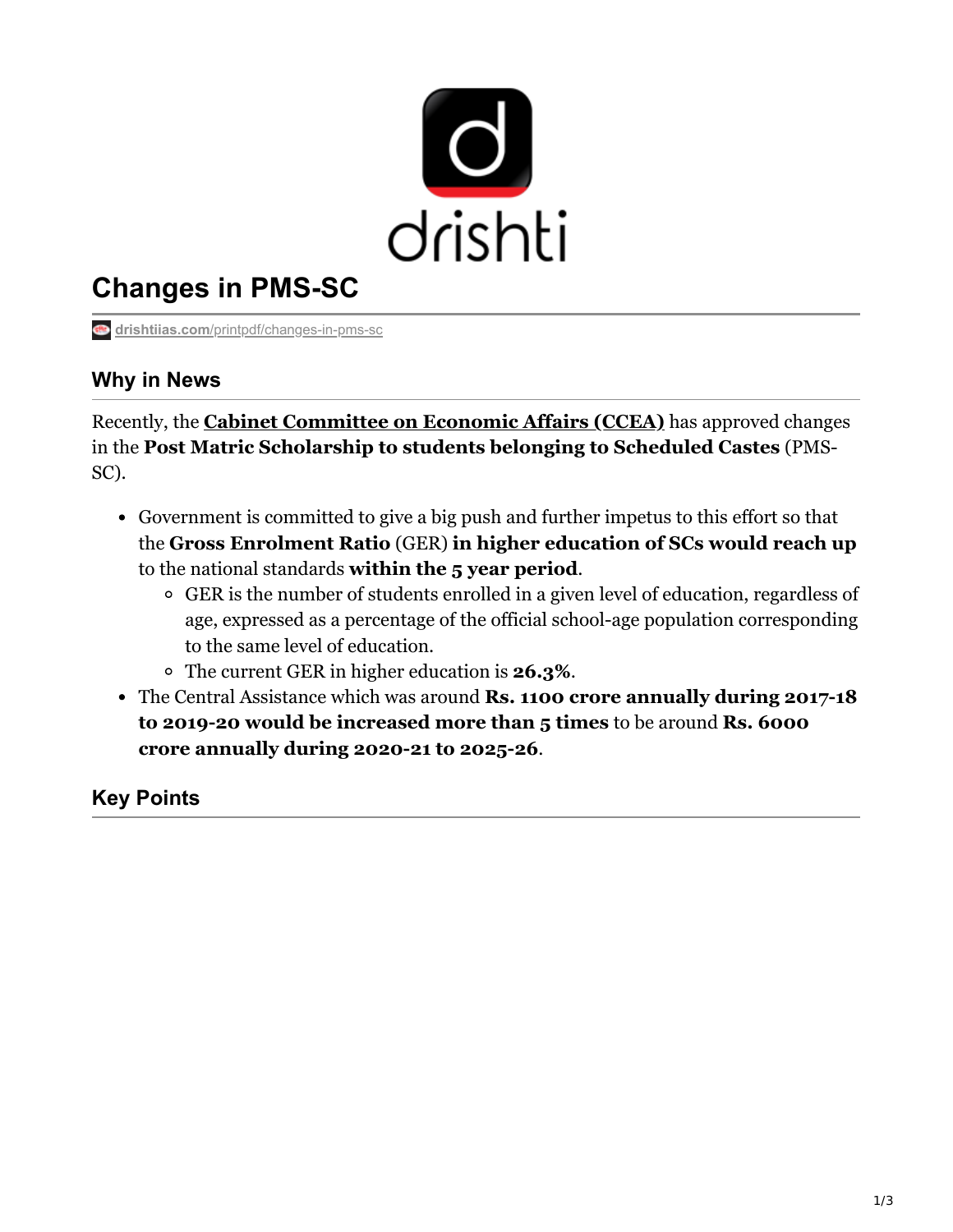# Changes in PMS-SC

drishtiias.com/printpdf/changes-in-pms-sc

## Why in News

Recently, the **Cabinet Committee on Economic Affairs (CCEA)** has approved changes in the **Post Matric Scholarship to students belonging to Scheduled Castes** (PMS-SC).

- Government is committed to give a big push and further impetus to this effort so that the **Gross Enrolment Ratio** (GER) **in higher education of SCs would reach up** to the national standards **within the 5 year period**.
  - GER is the number of students enrolled in a given level of education, regardless of age, expressed as a percentage of the official school-age population corresponding to the same level of education.
  - The current GER in higher education is **26.3%**.
- The Central Assistance which was around **Rs. 1100 crore annually during 2017-18 to 2019-20 would be increased more than 5 times** to be around **Rs. 6000 crore annually during 2020-21 to 2025-26**.

## Key Points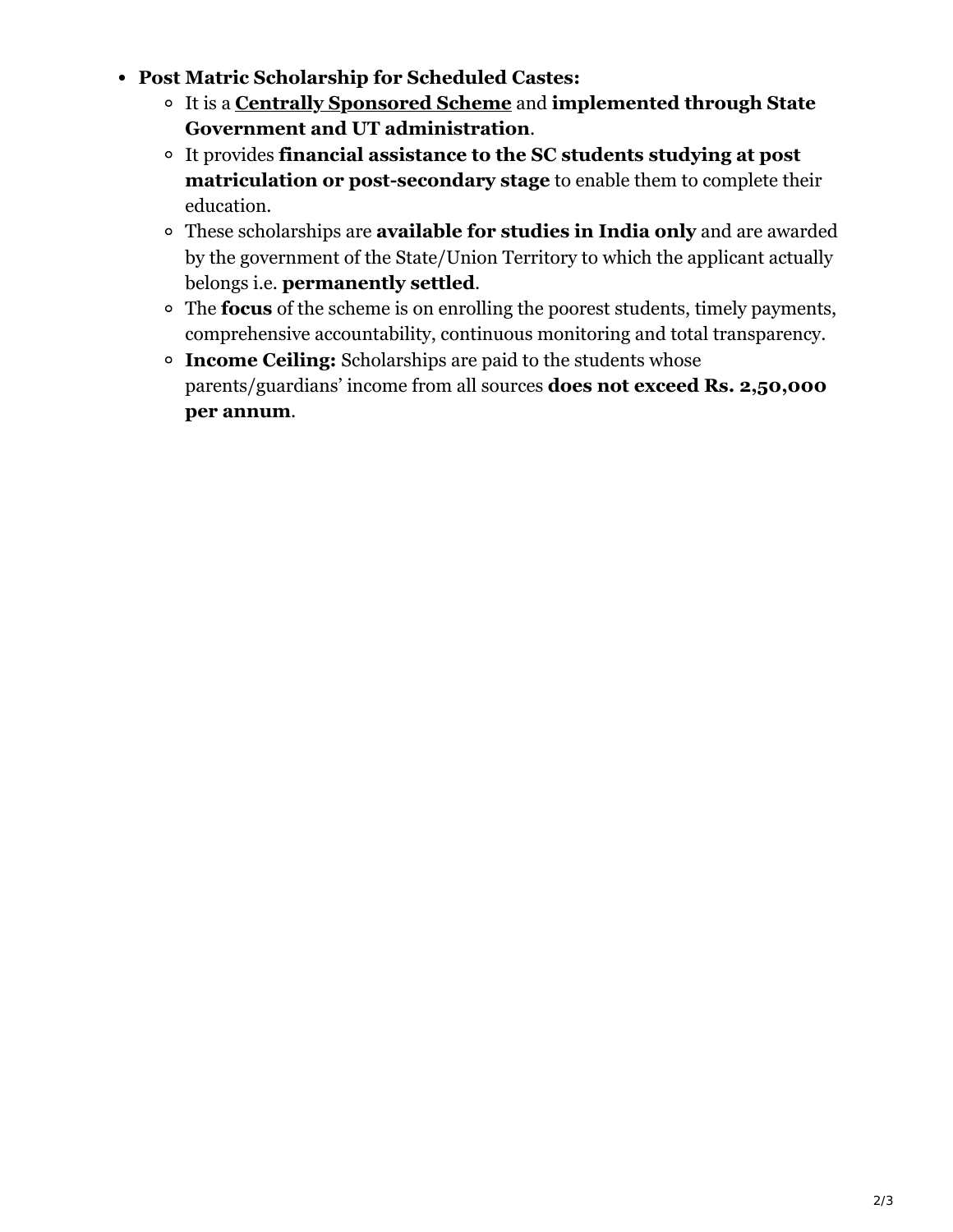- **Post Matric Scholarship for Scheduled Castes:**
  - It is a **Centrally Sponsored Scheme** and **implemented through State Government and UT administration**.
  - It provides **financial assistance to the SC students studying at post matriculation or post-secondary stage** to enable them to complete their education.
  - These scholarships are **available for studies in India only** and are awarded by the government of the State/Union Territory to which the applicant actually belongs i.e. **permanently settled**.
  - The **focus** of the scheme is on enrolling the poorest students, timely payments, comprehensive accountability, continuous monitoring and total transparency.
  - **Income Ceiling:** Scholarships are paid to the students whose parents/guardians' income from all sources **does not exceed Rs. 2,50,000 per annum**.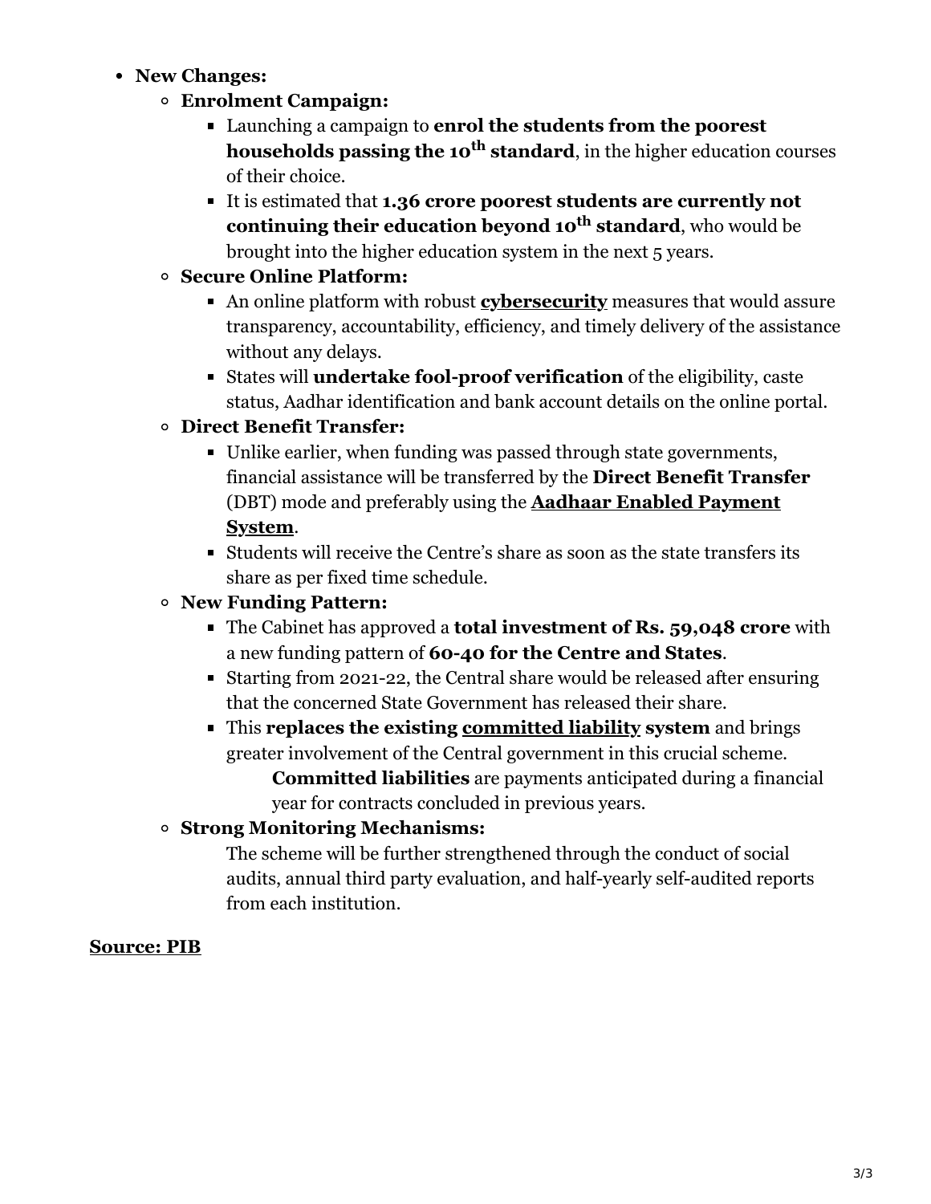- **New Changes:**
  - **Enrolment Campaign:**
    - Launching a campaign to **enrol the students from the poorest households passing the 10$^{th}$ standard**, in the higher education courses of their choice.
    - It is estimated that **1.36 crore poorest students are currently not continuing their education beyond 10$^{th}$ standard**, who would be brought into the higher education system in the next 5 years.
  - **Secure Online Platform:**
    - An online platform with robust **cybersecurity** measures that would assure transparency, accountability, efficiency, and timely delivery of the assistance without any delays.
    - States will **undertake fool-proof verification** of the eligibility, caste status, Aadhar identification and bank account details on the online portal.
  - **Direct Benefit Transfer:**
    - Unlike earlier, when funding was passed through state governments, financial assistance will be transferred by the **Direct Benefit Transfer** (DBT) mode and preferably using the **Aadhaar Enabled Payment System**.
    - Students will receive the Centre's share as soon as the state transfers its share as per fixed time schedule.
  - **New Funding Pattern:**
    - The Cabinet has approved a **total investment of Rs. 59,048 crore** with a new funding pattern of **60-40 for the Centre and States**.
    - Starting from 2021-22, the Central share would be released after ensuring that the concerned State Government has released their share.
    - This **replaces the existing committed liability system** and brings greater involvement of the Central government in this crucial scheme.
      - **Committed liabilities** are payments anticipated during a financial year for contracts concluded in previous years.
  - **Strong Monitoring Mechanisms:**
    - The scheme will be further strengthened through the conduct of social audits, annual third party evaluation, and half-yearly self-audited reports from each institution.

**Source: PIB**